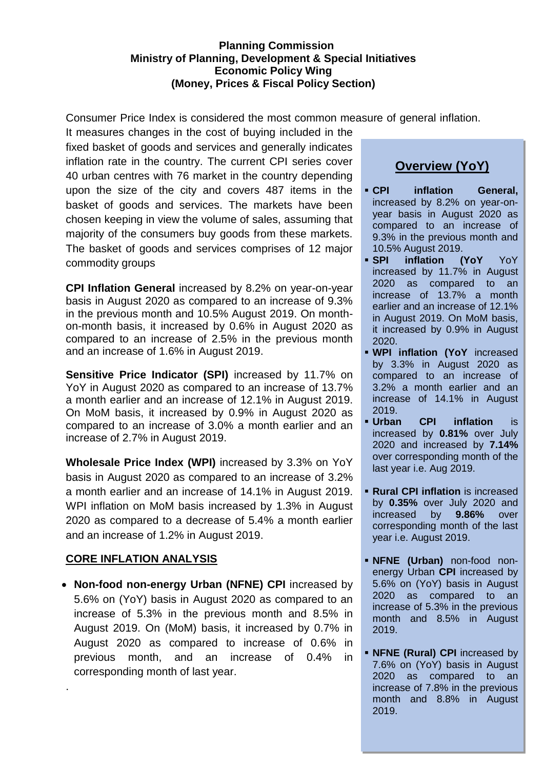**Planning Commission**
**Ministry of Planning, Development & Special Initiatives**
**Economic Policy Wing**
**(Money, Prices & Fiscal Policy Section)**

Consumer Price Index is considered the most common measure of general inflation. It measures changes in the cost of buying included in the fixed basket of goods and services and generally indicates inflation rate in the country. The current CPI series cover 40 urban centres with 76 market in the country depending upon the size of the city and covers 487 items in the basket of goods and services. The markets have been chosen keeping in view the volume of sales, assuming that majority of the consumers buy goods from these markets. The basket of goods and services comprises of 12 major commodity groups

**CPI Inflation General** increased by 8.2% on year-on-year basis in August 2020 as compared to an increase of 9.3% in the previous month and 10.5% August 2019. On month-on-month basis, it increased by 0.6% in August 2020 as compared to an increase of 2.5% in the previous month and an increase of 1.6% in August 2019.

**Sensitive Price Indicator (SPI)** increased by 11.7% on YoY in August 2020 as compared to an increase of 13.7% a month earlier and an increase of 12.1% in August 2019. On MoM basis, it increased by 0.9% in August 2020 as compared to an increase of 3.0% a month earlier and an increase of 2.7% in August 2019.

**Wholesale Price Index (WPI)** increased by 3.3% on YoY basis in August 2020 as compared to an increase of 3.2% a month earlier and an increase of 14.1% in August 2019. WPI inflation on MoM basis increased by 1.3% in August 2020 as compared to a decrease of 5.4% a month earlier and an increase of 1.2% in August 2019.

## CORE INFLATION ANALYSIS

- **Non-food non-energy Urban (NFNE) CPI** increased by 5.6% on (YoY) basis in August 2020 as compared to an increase of 5.3% in the previous month and 8.5% in August 2019. On (MoM) basis, it increased by 0.7% in August 2020 as compared to increase of 0.6% in previous month, and an increase of 0.4% in corresponding month of last year.

.

## Overview (YoY)

- **CPI inflation General,** increased by 8.2% on year-on-year basis in August 2020 as compared to an increase of 9.3% in the previous month and 10.5% August 2019.
- **SPI inflation (YoY** YoY increased by 11.7% in August 2020 as compared to an increase of 13.7% a month earlier and an increase of 12.1% in August 2019. On MoM basis, it increased by 0.9% in August 2020.
- **WPI inflation (YoY** increased by 3.3% in August 2020 as compared to an increase of 3.2% a month earlier and an increase of 14.1% in August 2019.
- **Urban CPI inflation** is increased by **0.81%** over July 2020 and increased by **7.14%** over corresponding month of the last year i.e. Aug 2019.
- **Rural CPI inflation** is increased by **0.35%** over July 2020 and increased by **9.86%** over corresponding month of the last year i.e. August 2019.
- **NFNE (Urban)** non-food non-energy Urban **CPI** increased by 5.6% on (YoY) basis in August 2020 as compared to an increase of 5.3% in the previous month and 8.5% in August 2019.
- **NFNE (Rural) CPI** increased by 7.6% on (YoY) basis in August 2020 as compared to an increase of 7.8% in the previous month and 8.8% in August 2019.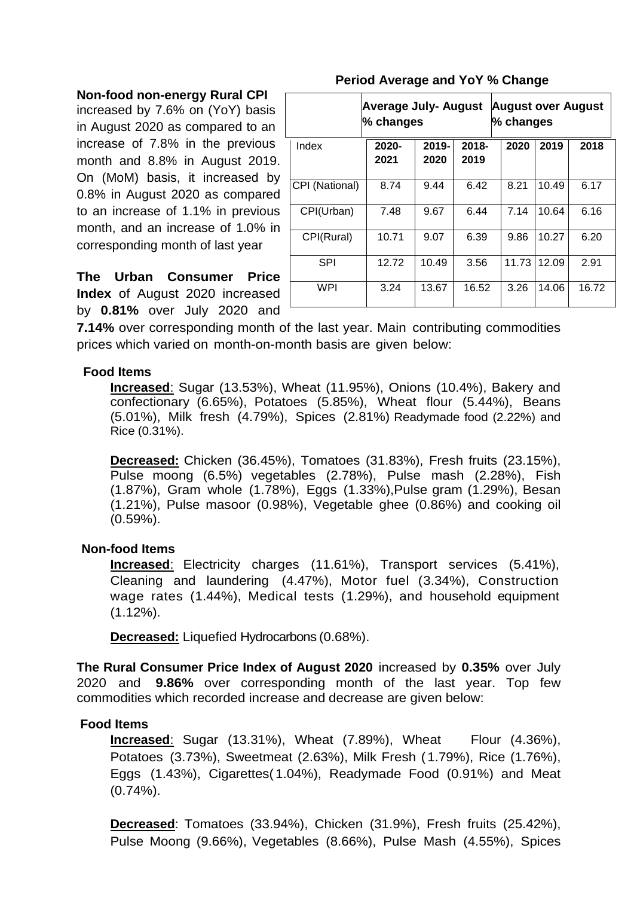**Non-food non-energy Rural CPI** increased by 7.6% on (YoY) basis in August 2020 as compared to an increase of 7.8% in the previous month and 8.8% in August 2019. On (MoM) basis, it increased by 0.8% in August 2020 as compared to an increase of 1.1% in previous month, and an increase of 1.0% in corresponding month of last year

**Period Average and YoY % Change**

| | Average July- August % changes | | | August over August % changes | | |
|---|---|---|---|---|---|---|
| Index | 2020-2021 | 2019-2020 | 2018-2019 | 2020 | 2019 | 2018 |
| CPI (National) | 8.74 | 9.44 | 6.42 | 8.21 | 10.49 | 6.17 |
| CPI(Urban) | 7.48 | 9.67 | 6.44 | 7.14 | 10.64 | 6.16 |
| CPI(Rural) | 10.71 | 9.07 | 6.39 | 9.86 | 10.27 | 6.20 |
| SPI | 12.72 | 10.49 | 3.56 | 11.73 | 12.09 | 2.91 |
| WPI | 3.24 | 13.67 | 16.52 | 3.26 | 14.06 | 16.72 |

**The Urban Consumer Price Index** of August 2020 increased by **0.81%** over July 2020 and **7.14%** over corresponding month of the last year. Main contributing commodities prices which varied on month-on-month basis are given below:

**Food Items**

**Increased**: Sugar (13.53%), Wheat (11.95%), Onions (10.4%), Bakery and confectionary (6.65%), Potatoes (5.85%), Wheat flour (5.44%), Beans (5.01%), Milk fresh (4.79%), Spices (2.81%) Readymade food (2.22%) and Rice (0.31%).

**Decreased:** Chicken (36.45%), Tomatoes (31.83%), Fresh fruits (23.15%), Pulse moong (6.5%) vegetables (2.78%), Pulse mash (2.28%), Fish (1.87%), Gram whole (1.78%), Eggs (1.33%),Pulse gram (1.29%), Besan (1.21%), Pulse masoor (0.98%), Vegetable ghee (0.86%) and cooking oil (0.59%).

**Non-food Items**

**Increased**: Electricity charges (11.61%), Transport services (5.41%), Cleaning and laundering (4.47%), Motor fuel (3.34%), Construction wage rates (1.44%), Medical tests (1.29%), and household equipment (1.12%).

**Decreased:** Liquefied Hydrocarbons (0.68%).

**The Rural Consumer Price Index of August 2020** increased by **0.35%** over July 2020 and **9.86%** over corresponding month of the last year. Top few commodities which recorded increase and decrease are given below:

**Food Items**

**Increased**: Sugar (13.31%), Wheat (7.89%), Wheat Flour (4.36%), Potatoes (3.73%), Sweetmeat (2.63%), Milk Fresh (1.79%), Rice (1.76%), Eggs (1.43%), Cigarettes(1.04%), Readymade Food (0.91%) and Meat (0.74%).

**Decreased**: Tomatoes (33.94%), Chicken (31.9%), Fresh fruits (25.42%), Pulse Moong (9.66%), Vegetables (8.66%), Pulse Mash (4.55%), Spices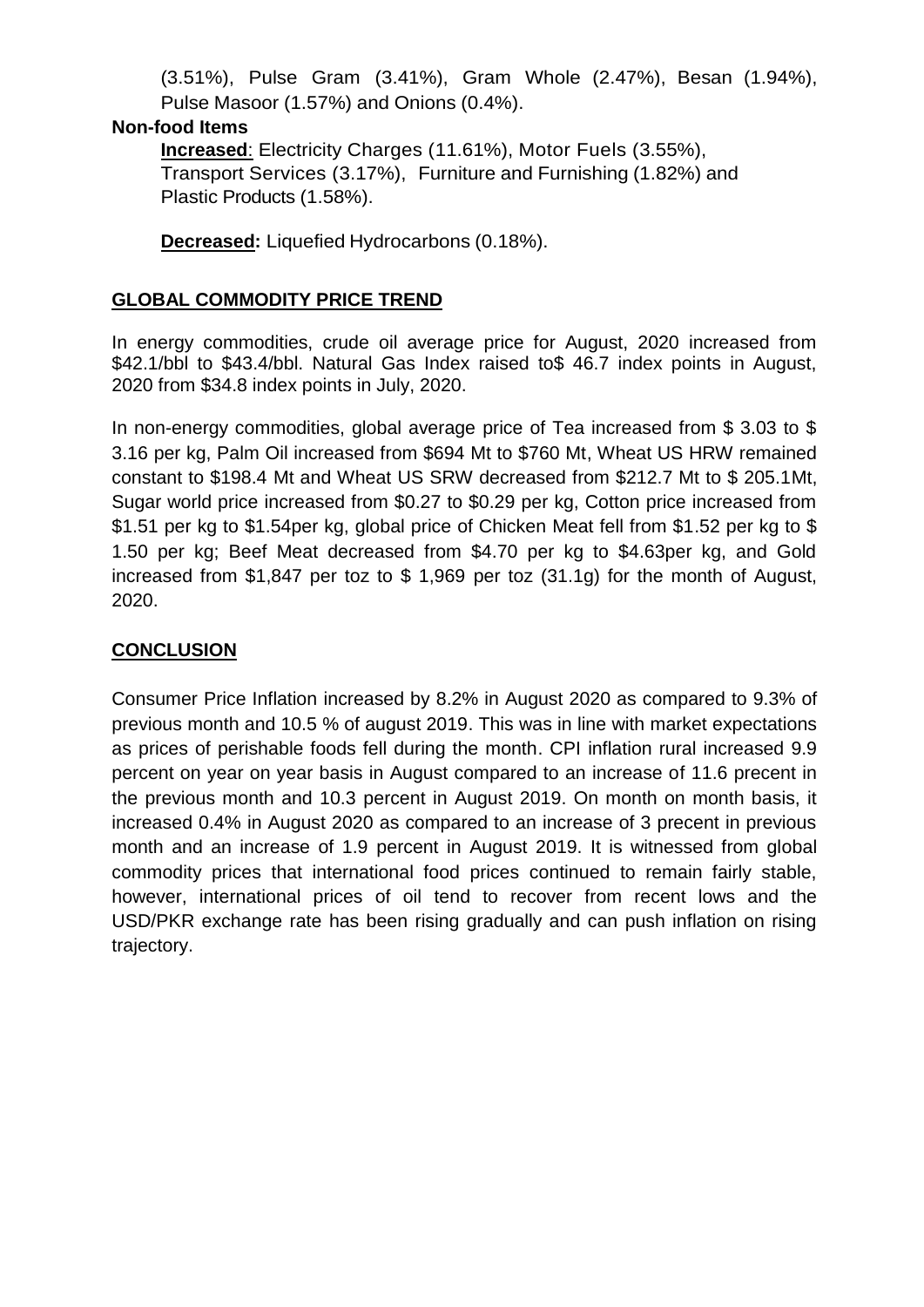(3.51%), Pulse Gram (3.41%), Gram Whole (2.47%), Besan (1.94%), Pulse Masoor (1.57%) and Onions (0.4%).

**Non-food Items**

**Increased**: Electricity Charges (11.61%), Motor Fuels (3.55%), Transport Services (3.17%), Furniture and Furnishing (1.82%) and Plastic Products (1.58%).

**Decreased:** Liquefied Hydrocarbons (0.18%).

## GLOBAL COMMODITY PRICE TREND

In energy commodities, crude oil average price for August, 2020 increased from \$42.1/bbl to \$43.4/bbl. Natural Gas Index raised to\$ 46.7 index points in August, 2020 from \$34.8 index points in July, 2020.

In non-energy commodities, global average price of Tea increased from \$ 3.03 to \$ 3.16 per kg, Palm Oil increased from \$694 Mt to \$760 Mt, Wheat US HRW remained constant to \$198.4 Mt and Wheat US SRW decreased from \$212.7 Mt to \$ 205.1Mt, Sugar world price increased from \$0.27 to \$0.29 per kg, Cotton price increased from \$1.51 per kg to \$1.54per kg, global price of Chicken Meat fell from \$1.52 per kg to \$ 1.50 per kg; Beef Meat decreased from \$4.70 per kg to \$4.63per kg, and Gold increased from \$1,847 per toz to \$ 1,969 per toz (31.1g) for the month of August, 2020.

## CONCLUSION

Consumer Price Inflation increased by 8.2% in August 2020 as compared to 9.3% of previous month and 10.5 % of august 2019. This was in line with market expectations as prices of perishable foods fell during the month. CPI inflation rural increased 9.9 percent on year on year basis in August compared to an increase of 11.6 precent in the previous month and 10.3 percent in August 2019. On month on month basis, it increased 0.4% in August 2020 as compared to an increase of 3 precent in previous month and an increase of 1.9 percent in August 2019. It is witnessed from global commodity prices that international food prices continued to remain fairly stable, however, international prices of oil tend to recover from recent lows and the USD/PKR exchange rate has been rising gradually and can push inflation on rising trajectory.